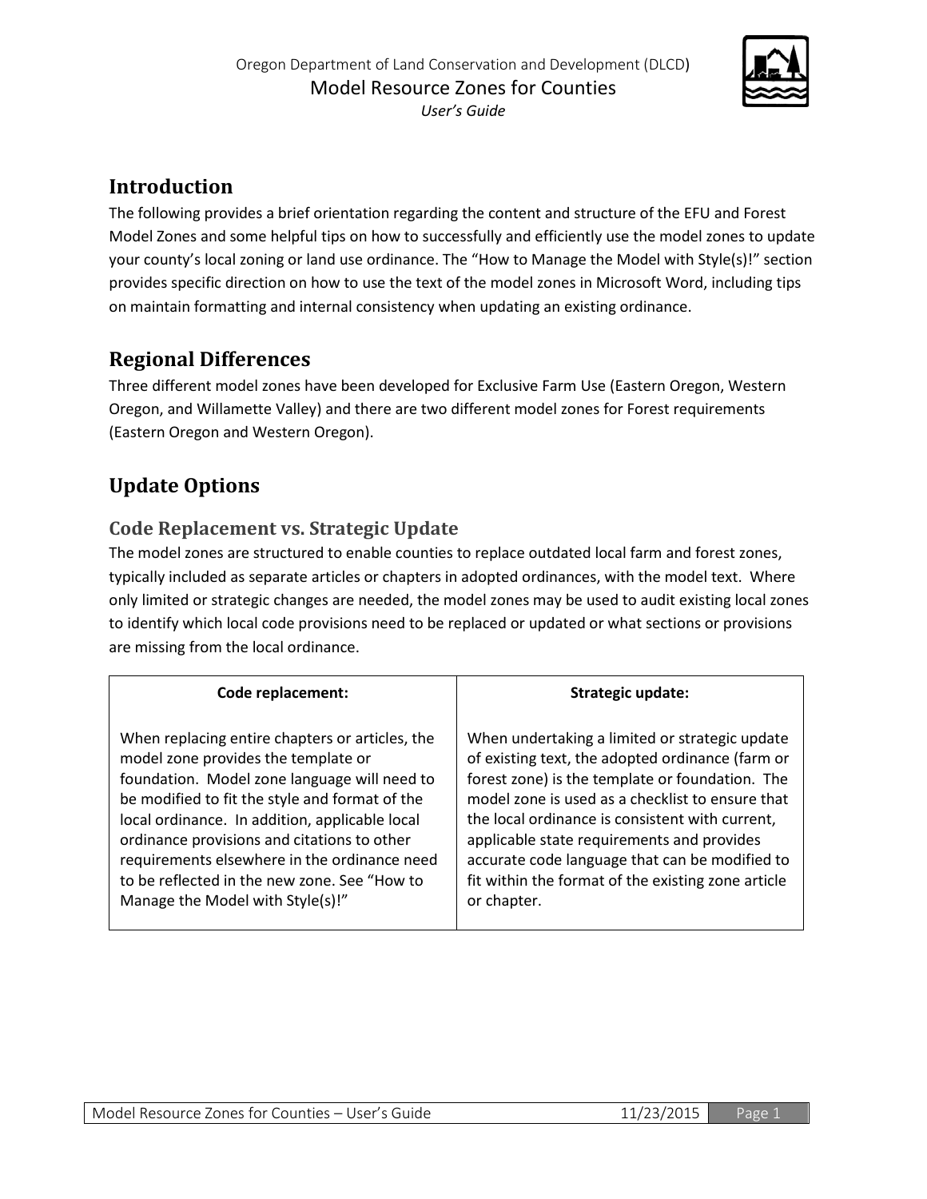Oregon Department of Land Conservation and Development (DLCD)

Model Resource Zones for Counties

*User's Guide*

## Introduction

The following provides a brief orientation regarding the content and structure of the EFU and Forest Model Zones and some helpful tips on how to successfully and efficiently use the model zones to update your county's local zoning or land use ordinance. The "How to Manage the Model with Style(s)!" section provides specific direction on how to use the text of the model zones in Microsoft Word, including tips on maintain formatting and internal consistency when updating an existing ordinance.

## Regional Differences

Three different model zones have been developed for Exclusive Farm Use (Eastern Oregon, Western Oregon, and Willamette Valley) and there are two different model zones for Forest requirements (Eastern Oregon and Western Oregon).

## Update Options

### Code Replacement vs. Strategic Update

The model zones are structured to enable counties to replace outdated local farm and forest zones, typically included as separate articles or chapters in adopted ordinances, with the model text. Where only limited or strategic changes are needed, the model zones may be used to audit existing local zones to identify which local code provisions need to be replaced or updated or what sections or provisions are missing from the local ordinance.

| **Code replacement:** | **Strategic update:** |
| --- | --- |
| When replacing entire chapters or articles, the model zone provides the template or foundation. Model zone language will need to be modified to fit the style and format of the local ordinance. In addition, applicable local ordinance provisions and citations to other requirements elsewhere in the ordinance need to be reflected in the new zone. See "How to Manage the Model with Style(s)!" | When undertaking a limited or strategic update of existing text, the adopted ordinance (farm or forest zone) is the template or foundation. The model zone is used as a checklist to ensure that the local ordinance is consistent with current, applicable state requirements and provides accurate code language that can be modified to fit within the format of the existing zone article or chapter. |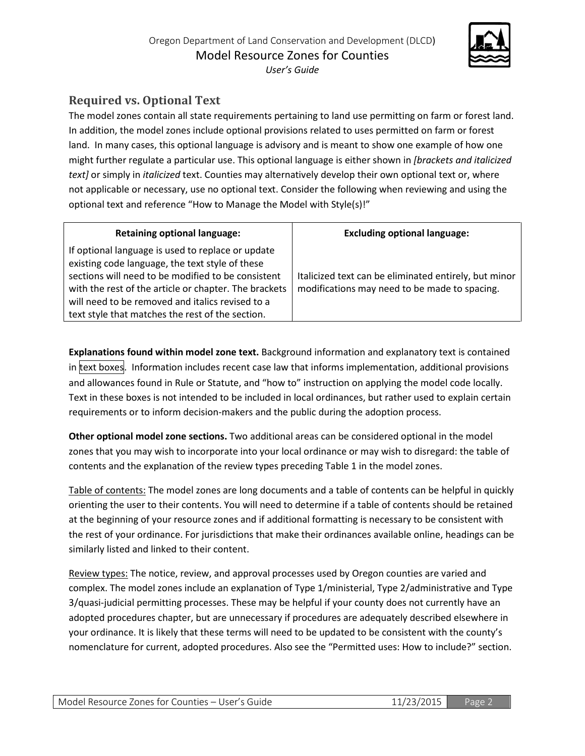## Required vs. Optional Text

The model zones contain all state requirements pertaining to land use permitting on farm or forest land. In addition, the model zones include optional provisions related to uses permitted on farm or forest land. In many cases, this optional language is advisory and is meant to show one example of how one might further regulate a particular use. This optional language is either shown in *[brackets and italicized text]* or simply in *italicized* text. Counties may alternatively develop their own optional text or, where not applicable or necessary, use no optional text. Consider the following when reviewing and using the optional text and reference "How to Manage the Model with Style(s)!"

| Retaining optional language: | Excluding optional language: |
| --- | --- |
| If optional language is used to replace or update existing code language, the text style of these sections will need to be modified to be consistent with the rest of the article or chapter. The brackets will need to be removed and italics revised to a text style that matches the rest of the section. | Italicized text can be eliminated entirely, but minor modifications may need to be made to spacing. |

**Explanations found within model zone text.** Background information and explanatory text is contained in text boxes. Information includes recent case law that informs implementation, additional provisions and allowances found in Rule or Statute, and "how to" instruction on applying the model code locally. Text in these boxes is not intended to be included in local ordinances, but rather used to explain certain requirements or to inform decision-makers and the public during the adoption process.

**Other optional model zone sections.** Two additional areas can be considered optional in the model zones that you may wish to incorporate into your local ordinance or may wish to disregard: the table of contents and the explanation of the review types preceding Table 1 in the model zones.

Table of contents: The model zones are long documents and a table of contents can be helpful in quickly orienting the user to their contents. You will need to determine if a table of contents should be retained at the beginning of your resource zones and if additional formatting is necessary to be consistent with the rest of your ordinance. For jurisdictions that make their ordinances available online, headings can be similarly listed and linked to their content.

Review types: The notice, review, and approval processes used by Oregon counties are varied and complex. The model zones include an explanation of Type 1/ministerial, Type 2/administrative and Type 3/quasi-judicial permitting processes. These may be helpful if your county does not currently have an adopted procedures chapter, but are unnecessary if procedures are adequately described elsewhere in your ordinance. It is likely that these terms will need to be updated to be consistent with the county's nomenclature for current, adopted procedures. Also see the "Permitted uses: How to include?" section.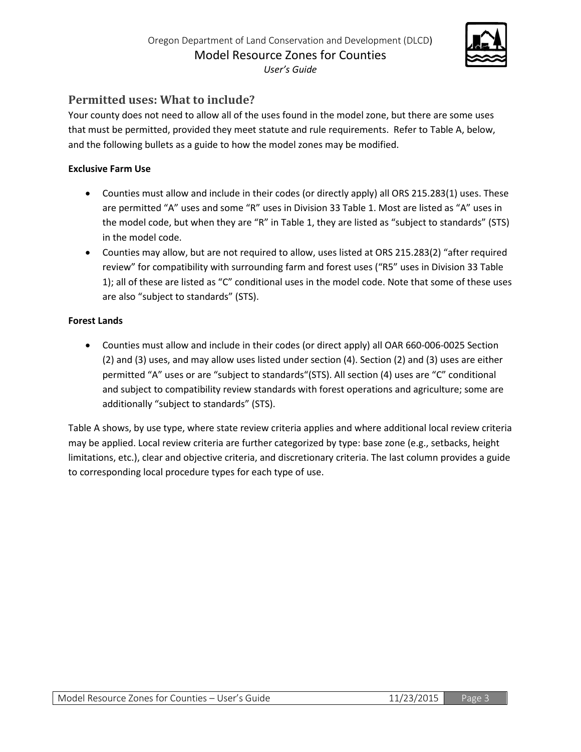## Permitted uses: What to include?

Your county does not need to allow all of the uses found in the model zone, but there are some uses that must be permitted, provided they meet statute and rule requirements. Refer to Table A, below, and the following bullets as a guide to how the model zones may be modified.

**Exclusive Farm Use**

- Counties must allow and include in their codes (or directly apply) all ORS 215.283(1) uses. These are permitted "A" uses and some "R" uses in Division 33 Table 1. Most are listed as "A" uses in the model code, but when they are "R" in Table 1, they are listed as "subject to standards" (STS) in the model code.
- Counties may allow, but are not required to allow, uses listed at ORS 215.283(2) "after required review" for compatibility with surrounding farm and forest uses ("R5" uses in Division 33 Table 1); all of these are listed as "C" conditional uses in the model code. Note that some of these uses are also "subject to standards" (STS).

**Forest Lands**

- Counties must allow and include in their codes (or direct apply) all OAR 660-006-0025 Section (2) and (3) uses, and may allow uses listed under section (4). Section (2) and (3) uses are either permitted "A" uses or are "subject to standards"(STS). All section (4) uses are "C" conditional and subject to compatibility review standards with forest operations and agriculture; some are additionally "subject to standards" (STS).

Table A shows, by use type, where state review criteria applies and where additional local review criteria may be applied. Local review criteria are further categorized by type: base zone (e.g., setbacks, height limitations, etc.), clear and objective criteria, and discretionary criteria. The last column provides a guide to corresponding local procedure types for each type of use.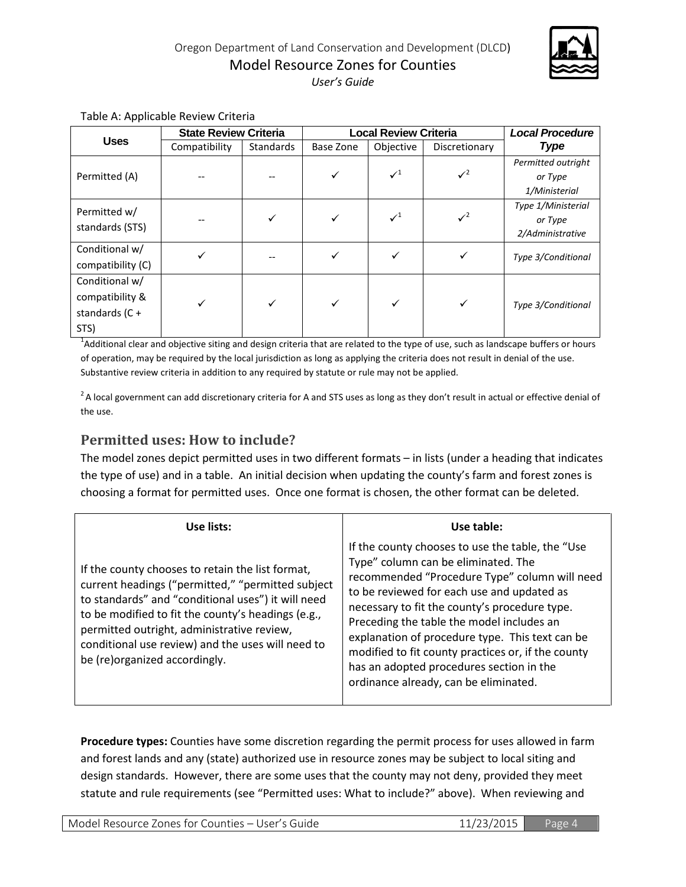Table A: Applicable Review Criteria

| Uses | State Review Criteria | | Local Review Criteria | | | Local Procedure Type |
|---|---|---|---|---|---|---|
| | Compatibility | Standards | Base Zone | Objective | Discretionary | |
| Permitted (A) | -- | -- | ✓ | ✓[1] | ✓[2] | *Permitted outright or Type 1/Ministerial* |
| Permitted w/ standards (STS) | -- | ✓ | ✓ | ✓[1] | ✓[2] | *Type 1/Ministerial or Type 2/Administrative* |
| Conditional w/ compatibility (C) | ✓ | -- | ✓ | ✓ | ✓ | *Type 3/Conditional* |
| Conditional w/ compatibility & standards (C + STS) | ✓ | ✓ | ✓ | ✓ | ✓ | *Type 3/Conditional* |

[1]Additional clear and objective siting and design criteria that are related to the type of use, such as landscape buffers or hours of operation, may be required by the local jurisdiction as long as applying the criteria does not result in denial of the use. Substantive review criteria in addition to any required by statute or rule may not be applied.

[2] A local government can add discretionary criteria for A and STS uses as long as they don't result in actual or effective denial of the use.

## Permitted uses: How to include?

The model zones depict permitted uses in two different formats – in lists (under a heading that indicates the type of use) and in a table. An initial decision when updating the county's farm and forest zones is choosing a format for permitted uses. Once one format is chosen, the other format can be deleted.

| Use lists: | Use table: |
|---|---|
| If the county chooses to retain the list format, current headings ("permitted," "permitted subject to standards" and "conditional uses") it will need to be modified to fit the county's headings (e.g., permitted outright, administrative review, conditional use review) and the uses will need to be (re)organized accordingly. | If the county chooses to use the table, the "Use Type" column can be eliminated. The recommended "Procedure Type" column will need to be reviewed for each use and updated as necessary to fit the county's procedure type. Preceding the table the model includes an explanation of procedure type. This text can be modified to fit county practices or, if the county has an adopted procedures section in the ordinance already, can be eliminated. |

**Procedure types:** Counties have some discretion regarding the permit process for uses allowed in farm and forest lands and any (state) authorized use in resource zones may be subject to local siting and design standards. However, there are some uses that the county may not deny, provided they meet statute and rule requirements (see "Permitted uses: What to include?" above). When reviewing and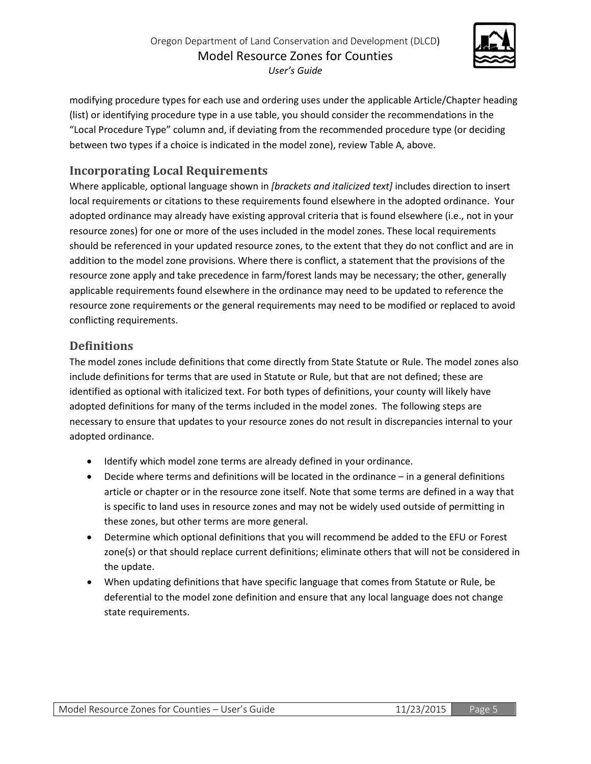modifying procedure types for each use and ordering uses under the applicable Article/Chapter heading (list) or identifying procedure type in a use table, you should consider the recommendations in the "Local Procedure Type" column and, if deviating from the recommended procedure type (or deciding between two types if a choice is indicated in the model zone), review Table A, above.

## Incorporating Local Requirements

Where applicable, optional language shown in *[brackets and italicized text]* includes direction to insert local requirements or citations to these requirements found elsewhere in the adopted ordinance. Your adopted ordinance may already have existing approval criteria that is found elsewhere (i.e., not in your resource zones) for one or more of the uses included in the model zones. These local requirements should be referenced in your updated resource zones, to the extent that they do not conflict and are in addition to the model zone provisions. Where there is conflict, a statement that the provisions of the resource zone apply and take precedence in farm/forest lands may be necessary; the other, generally applicable requirements found elsewhere in the ordinance may need to be updated to reference the resource zone requirements or the general requirements may need to be modified or replaced to avoid conflicting requirements.

## Definitions

The model zones include definitions that come directly from State Statute or Rule. The model zones also include definitions for terms that are used in Statute or Rule, but that are not defined; these are identified as optional with italicized text. For both types of definitions, your county will likely have adopted definitions for many of the terms included in the model zones. The following steps are necessary to ensure that updates to your resource zones do not result in discrepancies internal to your adopted ordinance.

- Identify which model zone terms are already defined in your ordinance.
- Decide where terms and definitions will be located in the ordinance – in a general definitions article or chapter or in the resource zone itself. Note that some terms are defined in a way that is specific to land uses in resource zones and may not be widely used outside of permitting in these zones, but other terms are more general.
- Determine which optional definitions that you will recommend be added to the EFU or Forest zone(s) or that should replace current definitions; eliminate others that will not be considered in the update.
- When updating definitions that have specific language that comes from Statute or Rule, be deferential to the model zone definition and ensure that any local language does not change state requirements.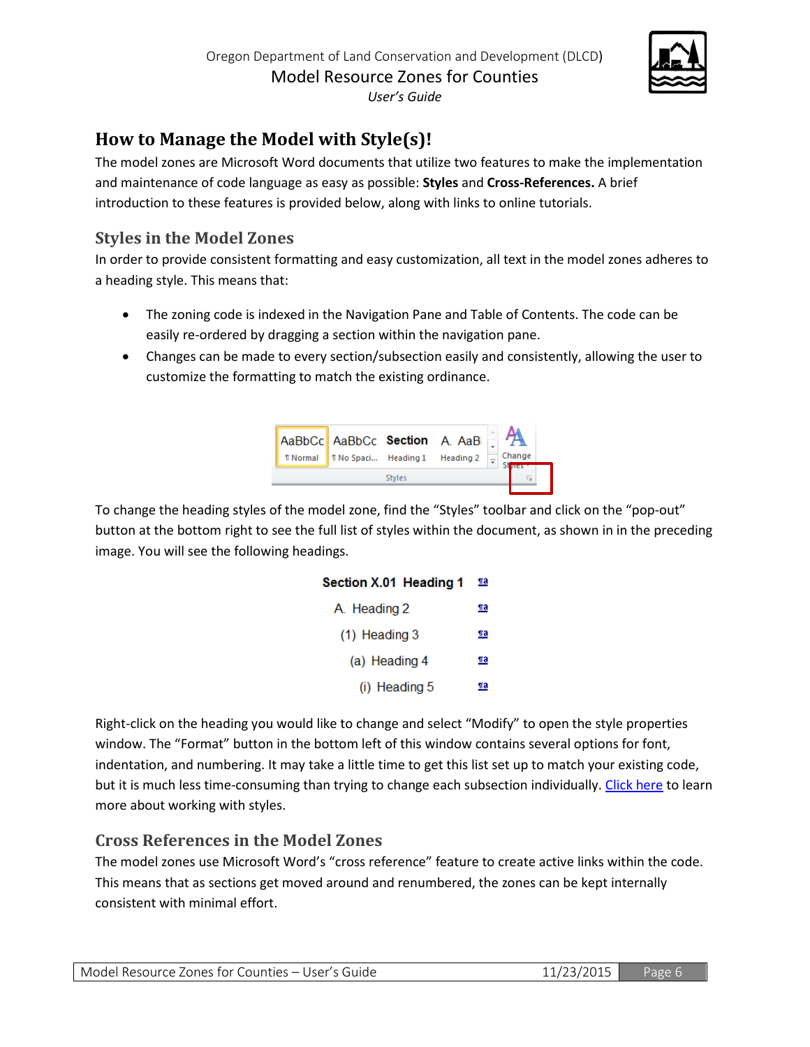## How to Manage the Model with Style(s)!

The model zones are Microsoft Word documents that utilize two features to make the implementation and maintenance of code language as easy as possible: **Styles** and **Cross-References.** A brief introduction to these features is provided below, along with links to online tutorials.

### Styles in the Model Zones

In order to provide consistent formatting and easy customization, all text in the model zones adheres to a heading style. This means that:

- The zoning code is indexed in the Navigation Pane and Table of Contents. The code can be easily re-ordered by dragging a section within the navigation pane.
- Changes can be made to every section/subsection easily and consistently, allowing the user to customize the formatting to match the existing ordinance.

To change the heading styles of the model zone, find the "Styles" toolbar and click on the "pop-out" button at the bottom right to see the full list of styles within the document, as shown in in the preceding image. You will see the following headings.

Section X.01 Heading 1

A. Heading 2

(1) Heading 3

(a) Heading 4

(i) Heading 5

Right-click on the heading you would like to change and select "Modify" to open the style properties window. The "Format" button in the bottom left of this window contains several options for font, indentation, and numbering. It may take a little time to get this list set up to match your existing code, but it is much less time-consuming than trying to change each subsection individually. Click here to learn more about working with styles.

### Cross References in the Model Zones

The model zones use Microsoft Word's "cross reference" feature to create active links within the code. This means that as sections get moved around and renumbered, the zones can be kept internally consistent with minimal effort.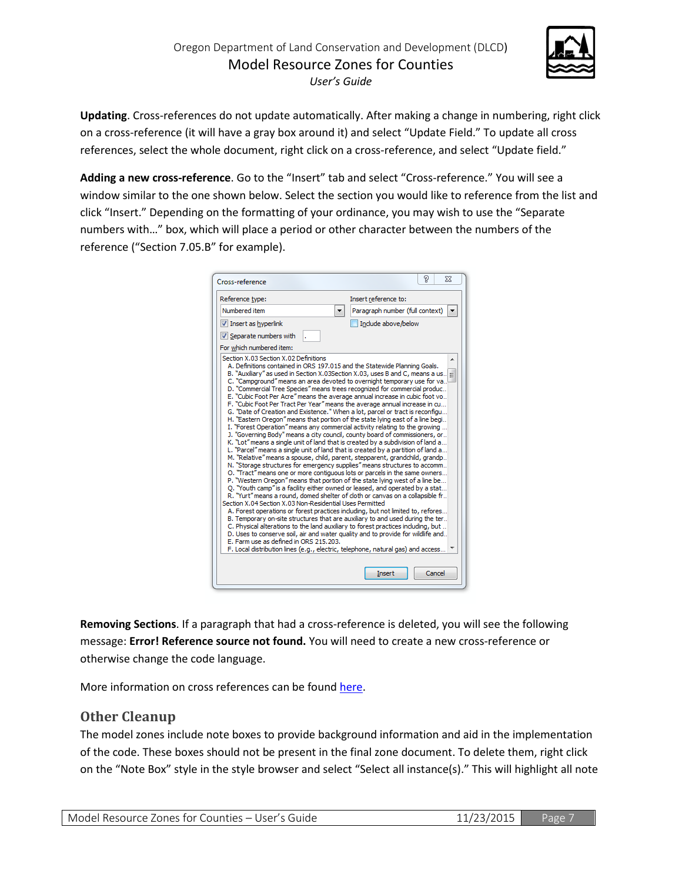**Updating**. Cross-references do not update automatically. After making a change in numbering, right click on a cross-reference (it will have a gray box around it) and select "Update Field." To update all cross references, select the whole document, right click on a cross-reference, and select "Update field."

**Adding a new cross-reference**. Go to the "Insert" tab and select "Cross-reference." You will see a window similar to the one shown below. Select the section you would like to reference from the list and click "Insert." Depending on the formatting of your ordinance, you may wish to use the "Separate numbers with…" box, which will place a period or other character between the numbers of the reference ("Section 7.05.B" for example).

**Removing Sections**. If a paragraph that had a cross-reference is deleted, you will see the following message: **Error! Reference source not found.** You will need to create a new cross-reference or otherwise change the code language.

More information on cross references can be found here.

## Other Cleanup

The model zones include note boxes to provide background information and aid in the implementation of the code. These boxes should not be present in the final zone document. To delete them, right click on the "Note Box" style in the style browser and select "Select all instance(s)." This will highlight all note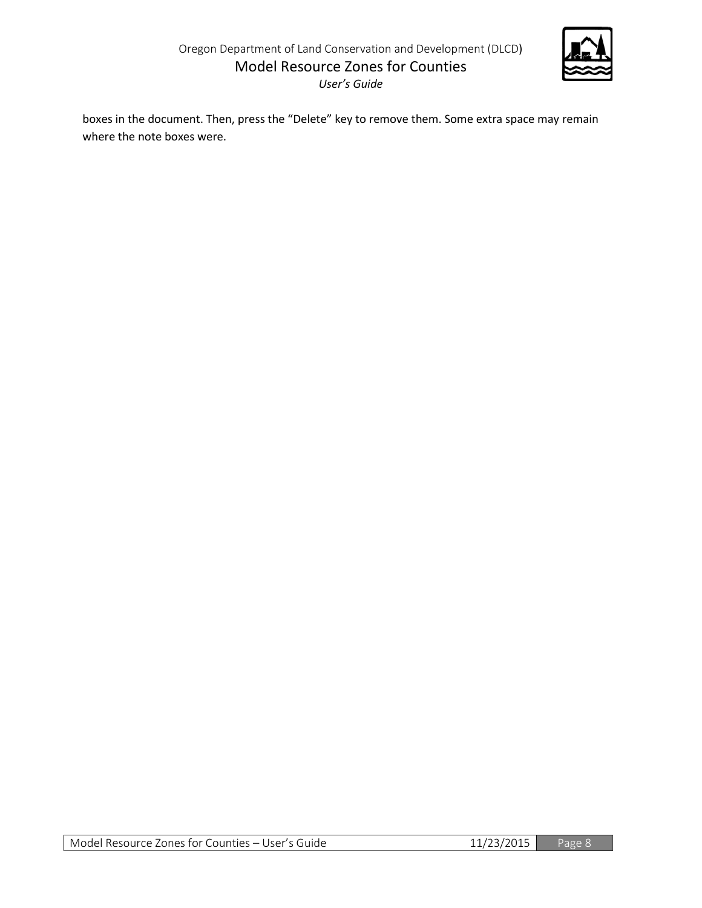boxes in the document. Then, press the “Delete” key to remove them. Some extra space may remain where the note boxes were.